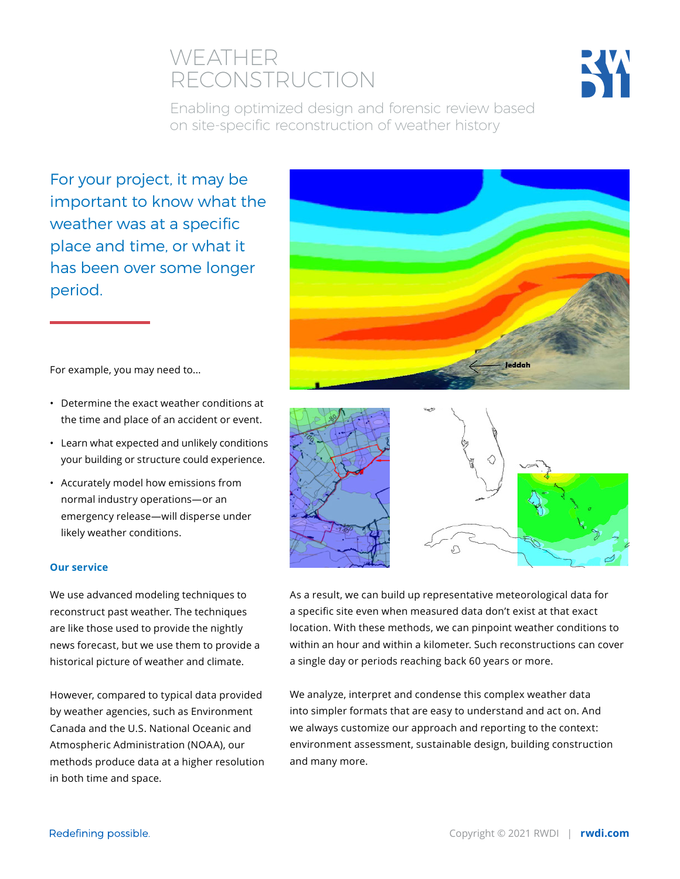# WEATHER RECONSTRUCTION

Enabling optimized design and forensic review based on site-specific reconstruction of weather history

## For your project, it may be important to know what the weather was at a specific place and time, or what it has been over some longer period.

For example, you may need to...

- Determine the exact weather conditions at the time and place of an accident or event.
- Learn what expected and unlikely conditions your building or structure could experience.
- Accurately model how emissions from normal industry operations—or an emergency release—will disperse under likely weather conditions.

### Our service

We use advanced modeling techniques to reconstruct past weather. The techniques are like those used to provide the nightly news forecast, but we use them to provide a historical picture of weather and climate.

However, compared to typical data provided by weather agencies, such as Environment Canada and the U.S. National Oceanic and Atmospheric Administration (NOAA), our methods produce data at a higher resolution in both time and space.

As a result, we can build up representative meteorological data for a specific site even when measured data don't exist at that exact location. With these methods, we can pinpoint weather conditions to within an hour and within a kilometer. Such reconstructions can cover a single day or periods reaching back 60 years or more.

We analyze, interpret and condense this complex weather data into simpler formats that are easy to understand and act on. And we always customize our approach and reporting to the context: environment assessment, sustainable design, building construction and many more.

Redefining possible.

Copyright © 2021 RWDI | rwdi.com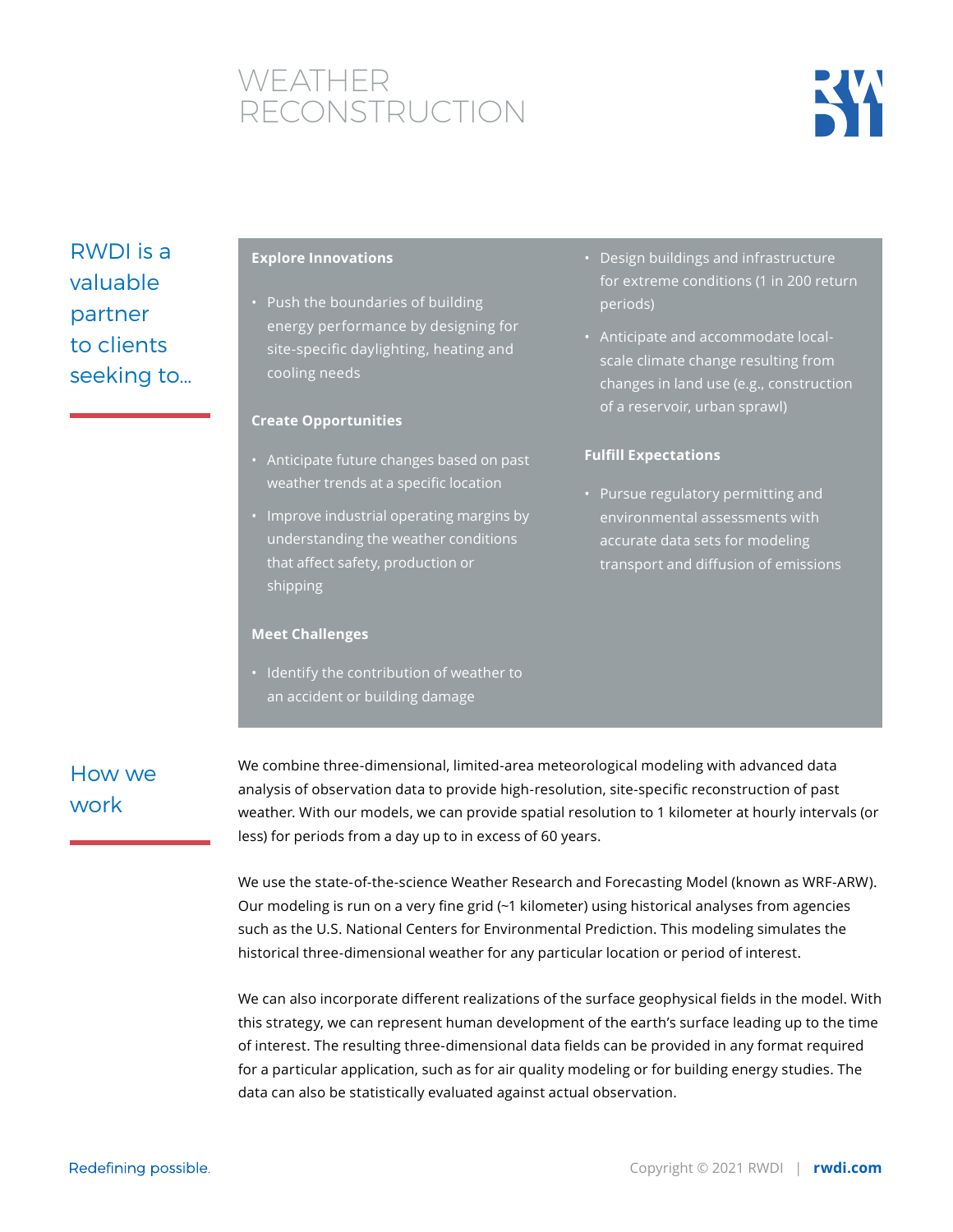# WEATHER RECONSTRUCTION

## RWDI is a valuable partner to clients seeking to...

**Explore Innovations**

- Push the boundaries of building energy performance by designing for site-specific daylighting, heating and cooling needs

**Create Opportunities**

- Anticipate future changes based on past weather trends at a specific location
- Improve industrial operating margins by understanding the weather conditions that affect safety, production or shipping

**Meet Challenges**

- Identify the contribution of weather to an accident or building damage
- Design buildings and infrastructure for extreme conditions (1 in 200 return periods)
- Anticipate and accommodate local-scale climate change resulting from changes in land use (e.g., construction of a reservoir, urban sprawl)

**Fulfill Expectations**

- Pursue regulatory permitting and environmental assessments with accurate data sets for modeling transport and diffusion of emissions

## How we work

We combine three-dimensional, limited-area meteorological modeling with advanced data analysis of observation data to provide high-resolution, site-specific reconstruction of past weather. With our models, we can provide spatial resolution to 1 kilometer at hourly intervals (or less) for periods from a day up to in excess of 60 years.

We use the state-of-the-science Weather Research and Forecasting Model (known as WRF-ARW). Our modeling is run on a very fine grid (~1 kilometer) using historical analyses from agencies such as the U.S. National Centers for Environmental Prediction. This modeling simulates the historical three-dimensional weather for any particular location or period of interest.

We can also incorporate different realizations of the surface geophysical fields in the model. With this strategy, we can represent human development of the earth's surface leading up to the time of interest. The resulting three-dimensional data fields can be provided in any format required for a particular application, such as for air quality modeling or for building energy studies. The data can also be statistically evaluated against actual observation.

Redefining possible.

Copyright © 2021 RWDI | **rwdi.com**